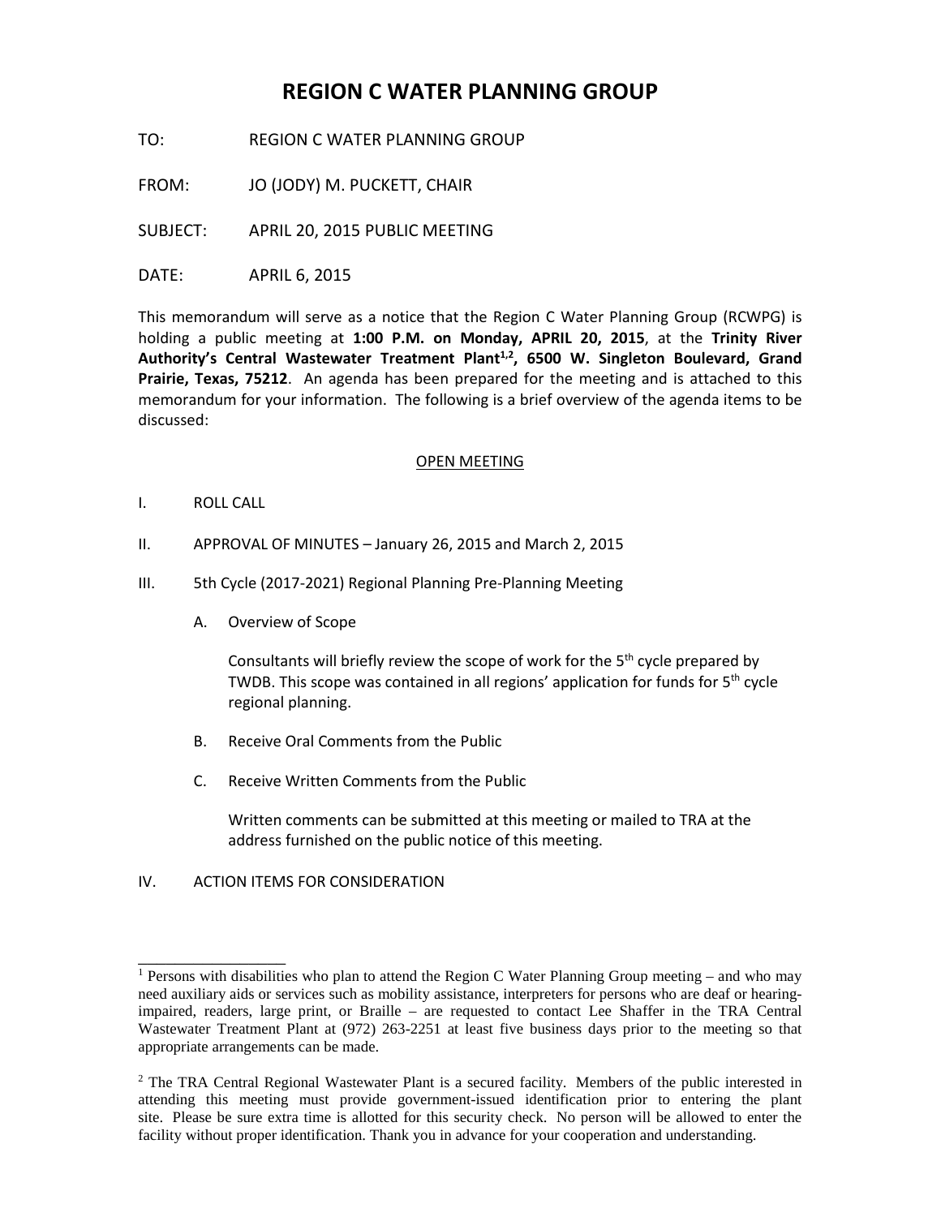# REGION C WATER PLANNING GROUP

TO: REGION C WATER PLANNING GROUP

FROM: JO (JODY) M. PUCKETT, CHAIR

SUBJECT: APRIL 20, 2015 PUBLIC MEETING

DATE: APRIL 6, 2015

This memorandum will serve as a notice that the Region C Water Planning Group (RCWPG) is holding a public meeting at **1:00 P.M. on Monday, APRIL 20, 2015**, at the **Trinity River Authority's Central Wastewater Treatment Plant[1,2], 6500 W. Singleton Boulevard, Grand Prairie, Texas, 75212**. An agenda has been prepared for the meeting and is attached to this memorandum for your information. The following is a brief overview of the agenda items to be discussed:

<u>OPEN MEETING</u>

I. ROLL CALL

II. APPROVAL OF MINUTES – January 26, 2015 and March 2, 2015

III. 5th Cycle (2017-2021) Regional Planning Pre-Planning Meeting

A. Overview of Scope

Consultants will briefly review the scope of work for the 5th cycle prepared by TWDB. This scope was contained in all regions' application for funds for 5th cycle regional planning.

B. Receive Oral Comments from the Public

C. Receive Written Comments from the Public

Written comments can be submitted at this meeting or mailed to TRA at the address furnished on the public notice of this meeting.

IV. ACTION ITEMS FOR CONSIDERATION

---

[1] Persons with disabilities who plan to attend the Region C Water Planning Group meeting – and who may need auxiliary aids or services such as mobility assistance, interpreters for persons who are deaf or hearing-impaired, readers, large print, or Braille – are requested to contact Lee Shaffer in the TRA Central Wastewater Treatment Plant at (972) 263-2251 at least five business days prior to the meeting so that appropriate arrangements can be made.

[2] The TRA Central Regional Wastewater Plant is a secured facility. Members of the public interested in attending this meeting must provide government-issued identification prior to entering the plant site. Please be sure extra time is allotted for this security check. No person will be allowed to enter the facility without proper identification. Thank you in advance for your cooperation and understanding.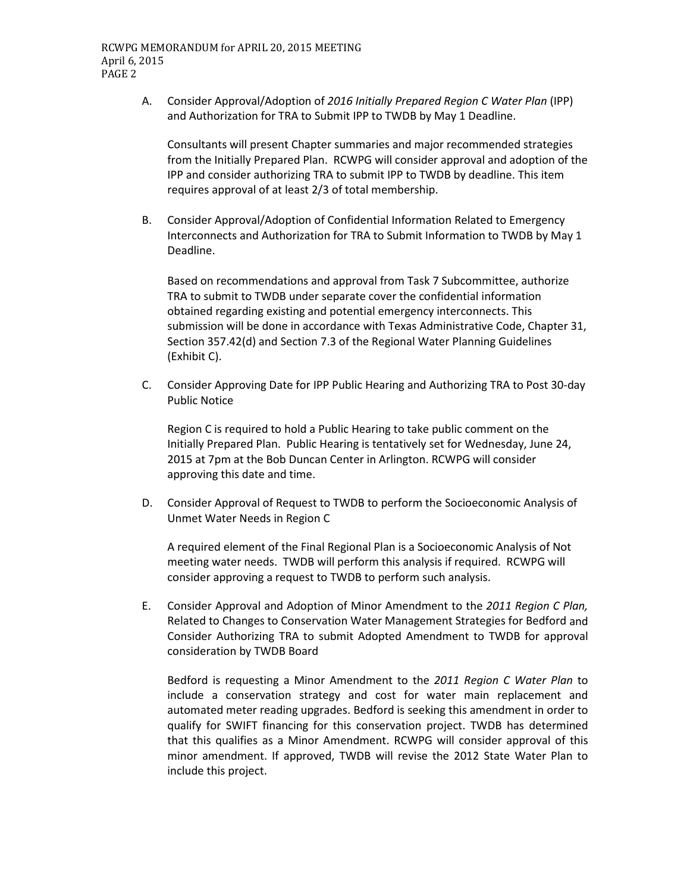A. Consider Approval/Adoption of *2016 Initially Prepared Region C Water Plan* (IPP) and Authorization for TRA to Submit IPP to TWDB by May 1 Deadline.

   Consultants will present Chapter summaries and major recommended strategies from the Initially Prepared Plan. RCWPG will consider approval and adoption of the IPP and consider authorizing TRA to submit IPP to TWDB by deadline. This item requires approval of at least 2/3 of total membership.

B. Consider Approval/Adoption of Confidential Information Related to Emergency Interconnects and Authorization for TRA to Submit Information to TWDB by May 1 Deadline.

   Based on recommendations and approval from Task 7 Subcommittee, authorize TRA to submit to TWDB under separate cover the confidential information obtained regarding existing and potential emergency interconnects. This submission will be done in accordance with Texas Administrative Code, Chapter 31, Section 357.42(d) and Section 7.3 of the Regional Water Planning Guidelines (Exhibit C).

C. Consider Approving Date for IPP Public Hearing and Authorizing TRA to Post 30-day Public Notice

   Region C is required to hold a Public Hearing to take public comment on the Initially Prepared Plan. Public Hearing is tentatively set for Wednesday, June 24, 2015 at 7pm at the Bob Duncan Center in Arlington. RCWPG will consider approving this date and time.

D. Consider Approval of Request to TWDB to perform the Socioeconomic Analysis of Unmet Water Needs in Region C

   A required element of the Final Regional Plan is a Socioeconomic Analysis of Not meeting water needs. TWDB will perform this analysis if required. RCWPG will consider approving a request to TWDB to perform such analysis.

E. Consider Approval and Adoption of Minor Amendment to the *2011 Region C Plan,* Related to Changes to Conservation Water Management Strategies for Bedford and Consider Authorizing TRA to submit Adopted Amendment to TWDB for approval consideration by TWDB Board

   Bedford is requesting a Minor Amendment to the *2011 Region C Water Plan* to include a conservation strategy and cost for water main replacement and automated meter reading upgrades. Bedford is seeking this amendment in order to qualify for SWIFT financing for this conservation project. TWDB has determined that this qualifies as a Minor Amendment. RCWPG will consider approval of this minor amendment. If approved, TWDB will revise the 2012 State Water Plan to include this project.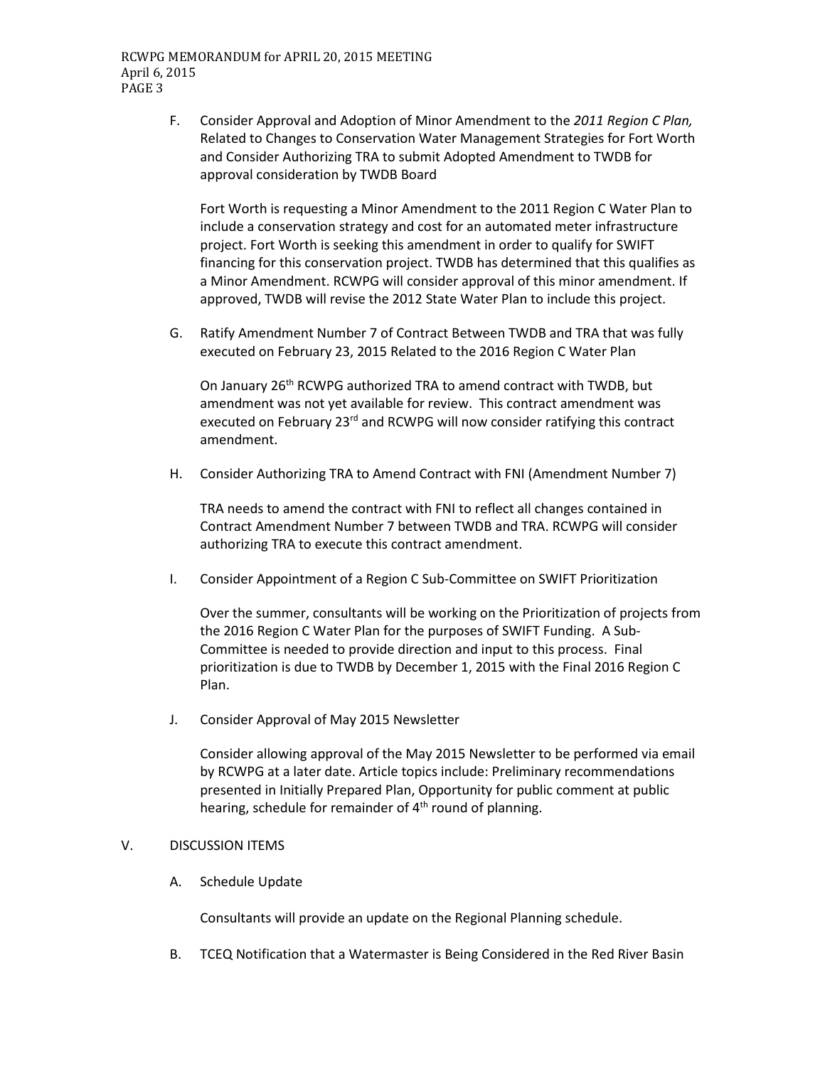F. Consider Approval and Adoption of Minor Amendment to the *2011 Region C Plan,* Related to Changes to Conservation Water Management Strategies for Fort Worth and Consider Authorizing TRA to submit Adopted Amendment to TWDB for approval consideration by TWDB Board

   Fort Worth is requesting a Minor Amendment to the 2011 Region C Water Plan to include a conservation strategy and cost for an automated meter infrastructure project. Fort Worth is seeking this amendment in order to qualify for SWIFT financing for this conservation project. TWDB has determined that this qualifies as a Minor Amendment. RCWPG will consider approval of this minor amendment. If approved, TWDB will revise the 2012 State Water Plan to include this project.

G. Ratify Amendment Number 7 of Contract Between TWDB and TRA that was fully executed on February 23, 2015 Related to the 2016 Region C Water Plan

   On January 26th RCWPG authorized TRA to amend contract with TWDB, but amendment was not yet available for review. This contract amendment was executed on February 23rd and RCWPG will now consider ratifying this contract amendment.

H. Consider Authorizing TRA to Amend Contract with FNI (Amendment Number 7)

   TRA needs to amend the contract with FNI to reflect all changes contained in Contract Amendment Number 7 between TWDB and TRA. RCWPG will consider authorizing TRA to execute this contract amendment.

I. Consider Appointment of a Region C Sub-Committee on SWIFT Prioritization

   Over the summer, consultants will be working on the Prioritization of projects from the 2016 Region C Water Plan for the purposes of SWIFT Funding. A Sub-Committee is needed to provide direction and input to this process. Final prioritization is due to TWDB by December 1, 2015 with the Final 2016 Region C Plan.

J. Consider Approval of May 2015 Newsletter

   Consider allowing approval of the May 2015 Newsletter to be performed via email by RCWPG at a later date. Article topics include: Preliminary recommendations presented in Initially Prepared Plan, Opportunity for public comment at public hearing, schedule for remainder of 4th round of planning.

V. DISCUSSION ITEMS

   A. Schedule Update

      Consultants will provide an update on the Regional Planning schedule.

   B. TCEQ Notification that a Watermaster is Being Considered in the Red River Basin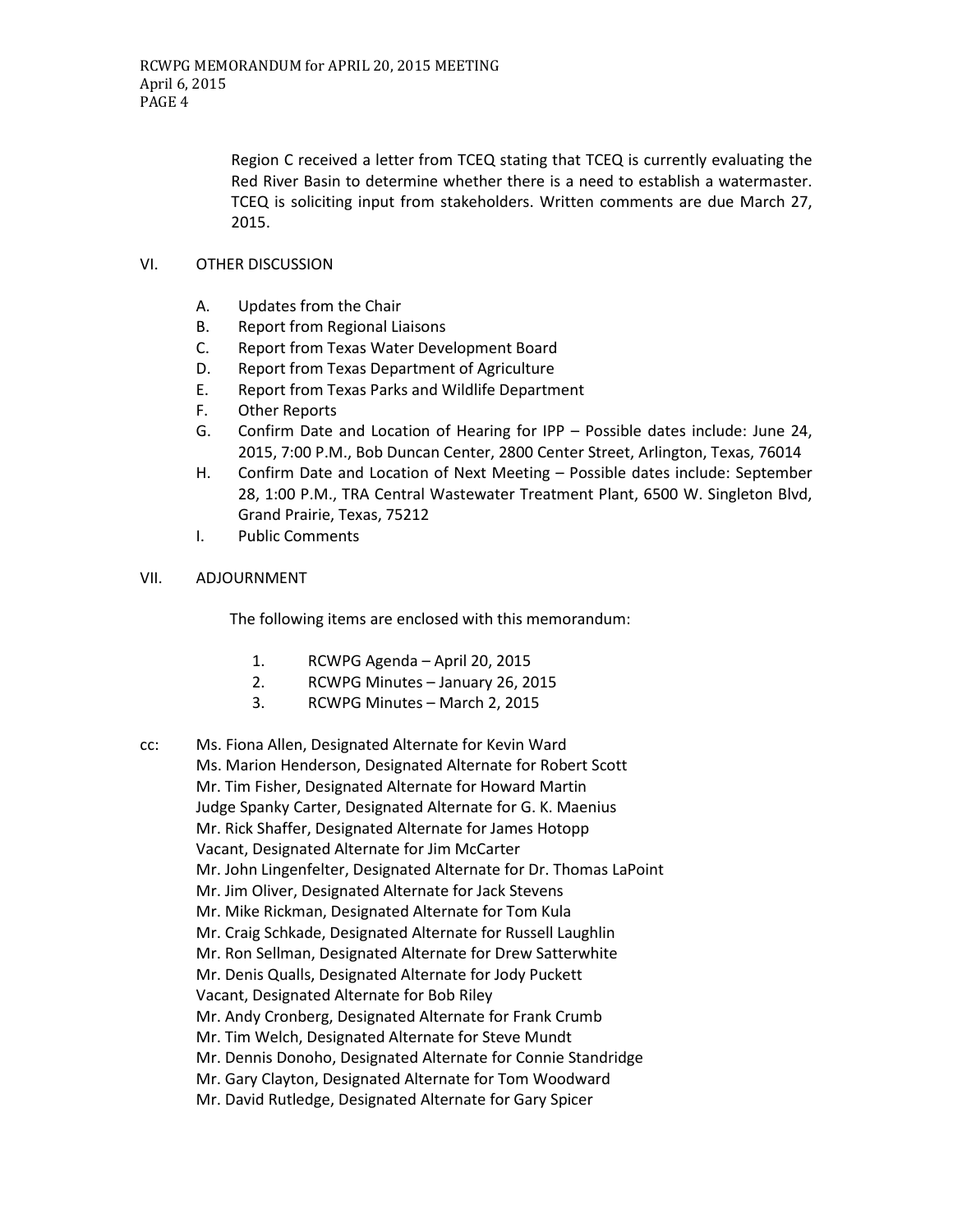Region C received a letter from TCEQ stating that TCEQ is currently evaluating the Red River Basin to determine whether there is a need to establish a watermaster. TCEQ is soliciting input from stakeholders. Written comments are due March 27, 2015.

VI. OTHER DISCUSSION

A. Updates from the Chair
B. Report from Regional Liaisons
C. Report from Texas Water Development Board
D. Report from Texas Department of Agriculture
E. Report from Texas Parks and Wildlife Department
F. Other Reports
G. Confirm Date and Location of Hearing for IPP – Possible dates include: June 24, 2015, 7:00 P.M., Bob Duncan Center, 2800 Center Street, Arlington, Texas, 76014
H. Confirm Date and Location of Next Meeting – Possible dates include: September 28, 1:00 P.M., TRA Central Wastewater Treatment Plant, 6500 W. Singleton Blvd, Grand Prairie, Texas, 75212
I. Public Comments

VII. ADJOURNMENT

The following items are enclosed with this memorandum:

1. RCWPG Agenda – April 20, 2015
2. RCWPG Minutes – January 26, 2015
3. RCWPG Minutes – March 2, 2015

cc: Ms. Fiona Allen, Designated Alternate for Kevin Ward
Ms. Marion Henderson, Designated Alternate for Robert Scott
Mr. Tim Fisher, Designated Alternate for Howard Martin
Judge Spanky Carter, Designated Alternate for G. K. Maenius
Mr. Rick Shaffer, Designated Alternate for James Hotopp
Vacant, Designated Alternate for Jim McCarter
Mr. John Lingenfelter, Designated Alternate for Dr. Thomas LaPoint
Mr. Jim Oliver, Designated Alternate for Jack Stevens
Mr. Mike Rickman, Designated Alternate for Tom Kula
Mr. Craig Schkade, Designated Alternate for Russell Laughlin
Mr. Ron Sellman, Designated Alternate for Drew Satterwhite
Mr. Denis Qualls, Designated Alternate for Jody Puckett
Vacant, Designated Alternate for Bob Riley
Mr. Andy Cronberg, Designated Alternate for Frank Crumb
Mr. Tim Welch, Designated Alternate for Steve Mundt
Mr. Dennis Donoho, Designated Alternate for Connie Standridge
Mr. Gary Clayton, Designated Alternate for Tom Woodward
Mr. David Rutledge, Designated Alternate for Gary Spicer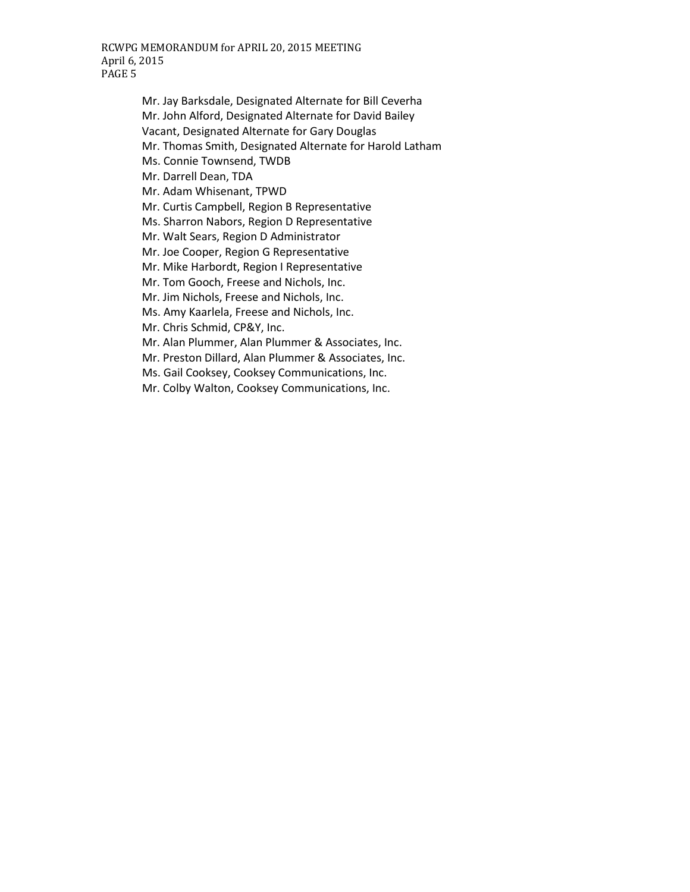Mr. Jay Barksdale, Designated Alternate for Bill Ceverha
Mr. John Alford, Designated Alternate for David Bailey
Vacant, Designated Alternate for Gary Douglas
Mr. Thomas Smith, Designated Alternate for Harold Latham
Ms. Connie Townsend, TWDB
Mr. Darrell Dean, TDA
Mr. Adam Whisenant, TPWD
Mr. Curtis Campbell, Region B Representative
Ms. Sharron Nabors, Region D Representative
Mr. Walt Sears, Region D Administrator
Mr. Joe Cooper, Region G Representative
Mr. Mike Harbordt, Region I Representative
Mr. Tom Gooch, Freese and Nichols, Inc.
Mr. Jim Nichols, Freese and Nichols, Inc.
Ms. Amy Kaarlela, Freese and Nichols, Inc.
Mr. Chris Schmid, CP&Y, Inc.
Mr. Alan Plummer, Alan Plummer & Associates, Inc.
Mr. Preston Dillard, Alan Plummer & Associates, Inc.
Ms. Gail Cooksey, Cooksey Communications, Inc.
Mr. Colby Walton, Cooksey Communications, Inc.